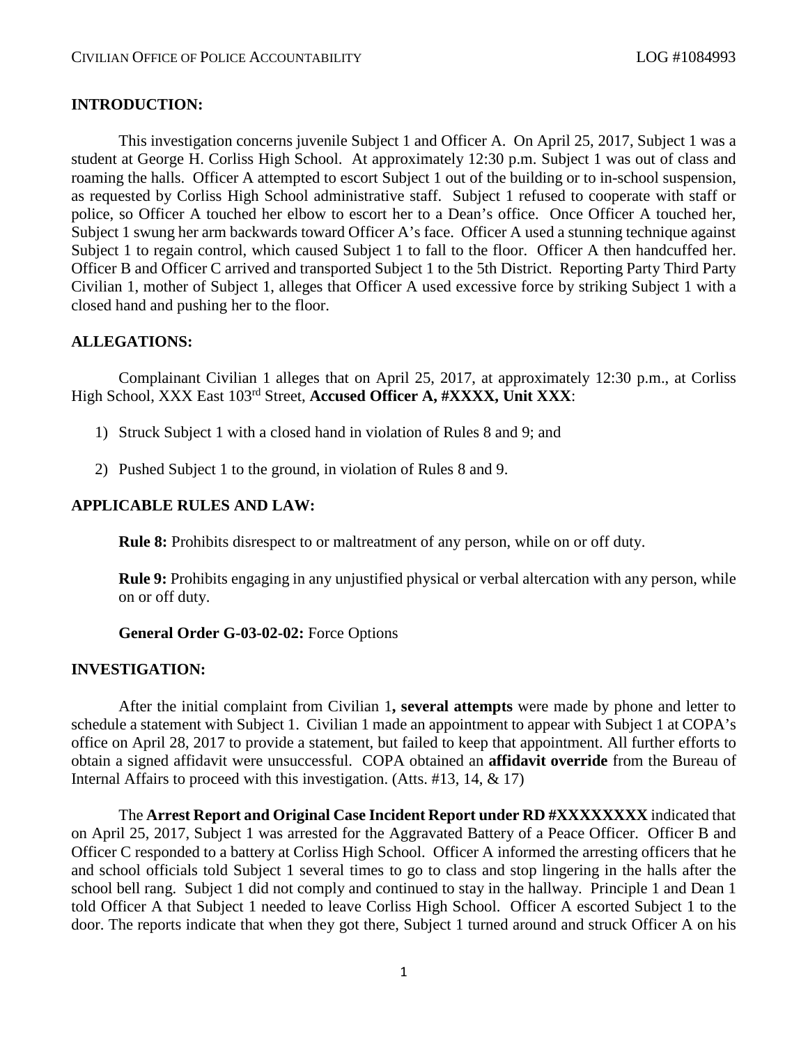## INTRODUCTION:

This investigation concerns juvenile Subject 1 and Officer A. On April 25, 2017, Subject 1 was a student at George H. Corliss High School. At approximately 12:30 p.m. Subject 1 was out of class and roaming the halls. Officer A attempted to escort Subject 1 out of the building or to in-school suspension, as requested by Corliss High School administrative staff. Subject 1 refused to cooperate with staff or police, so Officer A touched her elbow to escort her to a Dean's office. Once Officer A touched her, Subject 1 swung her arm backwards toward Officer A's face. Officer A used a stunning technique against Subject 1 to regain control, which caused Subject 1 to fall to the floor. Officer A then handcuffed her. Officer B and Officer C arrived and transported Subject 1 to the 5th District. Reporting Party Third Party Civilian 1, mother of Subject 1, alleges that Officer A used excessive force by striking Subject 1 with a closed hand and pushing her to the floor.

## ALLEGATIONS:

Complainant Civilian 1 alleges that on April 25, 2017, at approximately 12:30 p.m., at Corliss High School, XXX East 103rd Street, **Accused Officer A, #XXXX, Unit XXX**:

1) Struck Subject 1 with a closed hand in violation of Rules 8 and 9; and

2) Pushed Subject 1 to the ground, in violation of Rules 8 and 9.

## APPLICABLE RULES AND LAW:

**Rule 8:** Prohibits disrespect to or maltreatment of any person, while on or off duty.

**Rule 9:** Prohibits engaging in any unjustified physical or verbal altercation with any person, while on or off duty.

**General Order G-03-02-02:** Force Options

## INVESTIGATION:

After the initial complaint from Civilian 1**, several attempts** were made by phone and letter to schedule a statement with Subject 1. Civilian 1 made an appointment to appear with Subject 1 at COPA's office on April 28, 2017 to provide a statement, but failed to keep that appointment. All further efforts to obtain a signed affidavit were unsuccessful. COPA obtained an **affidavit override** from the Bureau of Internal Affairs to proceed with this investigation. (Atts. #13, 14, & 17)

The **Arrest Report and Original Case Incident Report under RD #XXXXXXXX** indicated that on April 25, 2017, Subject 1 was arrested for the Aggravated Battery of a Peace Officer. Officer B and Officer C responded to a battery at Corliss High School. Officer A informed the arresting officers that he and school officials told Subject 1 several times to go to class and stop lingering in the halls after the school bell rang. Subject 1 did not comply and continued to stay in the hallway. Principle 1 and Dean 1 told Officer A that Subject 1 needed to leave Corliss High School. Officer A escorted Subject 1 to the door. The reports indicate that when they got there, Subject 1 turned around and struck Officer A on his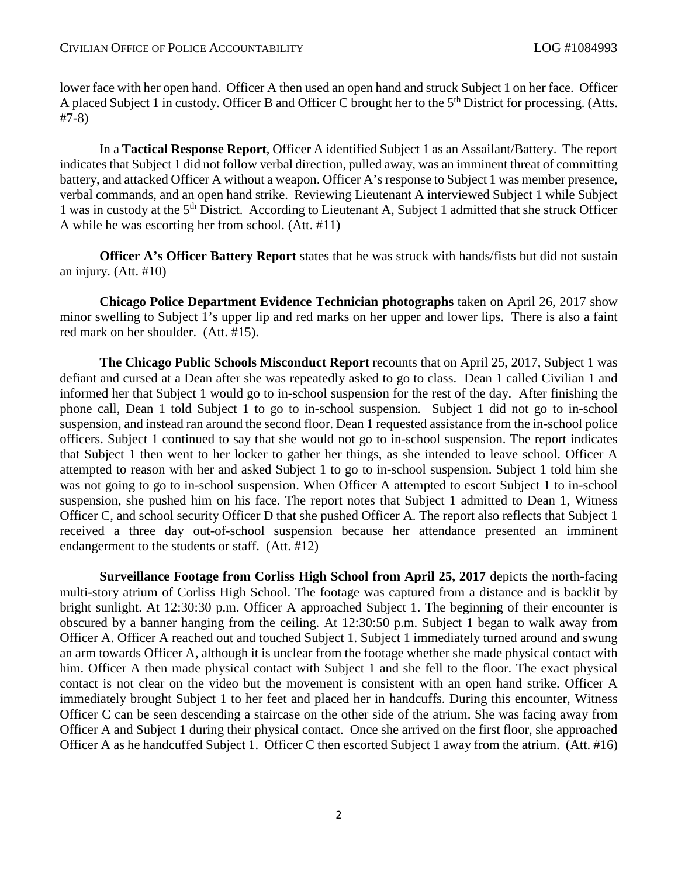lower face with her open hand. Officer A then used an open hand and struck Subject 1 on her face. Officer A placed Subject 1 in custody. Officer B and Officer C brought her to the 5th District for processing. (Atts. #7-8)

In a **Tactical Response Report**, Officer A identified Subject 1 as an Assailant/Battery. The report indicates that Subject 1 did not follow verbal direction, pulled away, was an imminent threat of committing battery, and attacked Officer A without a weapon. Officer A's response to Subject 1 was member presence, verbal commands, and an open hand strike. Reviewing Lieutenant A interviewed Subject 1 while Subject 1 was in custody at the 5th District. According to Lieutenant A, Subject 1 admitted that she struck Officer A while he was escorting her from school. (Att. #11)

**Officer A's Officer Battery Report** states that he was struck with hands/fists but did not sustain an injury. (Att. #10)

**Chicago Police Department Evidence Technician photographs** taken on April 26, 2017 show minor swelling to Subject 1's upper lip and red marks on her upper and lower lips. There is also a faint red mark on her shoulder. (Att. #15).

**The Chicago Public Schools Misconduct Report** recounts that on April 25, 2017, Subject 1 was defiant and cursed at a Dean after she was repeatedly asked to go to class. Dean 1 called Civilian 1 and informed her that Subject 1 would go to in-school suspension for the rest of the day. After finishing the phone call, Dean 1 told Subject 1 to go to in-school suspension. Subject 1 did not go to in-school suspension, and instead ran around the second floor. Dean 1 requested assistance from the in-school police officers. Subject 1 continued to say that she would not go to in-school suspension. The report indicates that Subject 1 then went to her locker to gather her things, as she intended to leave school. Officer A attempted to reason with her and asked Subject 1 to go to in-school suspension. Subject 1 told him she was not going to go to in-school suspension. When Officer A attempted to escort Subject 1 to in-school suspension, she pushed him on his face. The report notes that Subject 1 admitted to Dean 1, Witness Officer C, and school security Officer D that she pushed Officer A. The report also reflects that Subject 1 received a three day out-of-school suspension because her attendance presented an imminent endangerment to the students or staff. (Att. #12)

**Surveillance Footage from Corliss High School from April 25, 2017** depicts the north-facing multi-story atrium of Corliss High School. The footage was captured from a distance and is backlit by bright sunlight. At 12:30:30 p.m. Officer A approached Subject 1. The beginning of their encounter is obscured by a banner hanging from the ceiling. At 12:30:50 p.m. Subject 1 began to walk away from Officer A. Officer A reached out and touched Subject 1. Subject 1 immediately turned around and swung an arm towards Officer A, although it is unclear from the footage whether she made physical contact with him. Officer A then made physical contact with Subject 1 and she fell to the floor. The exact physical contact is not clear on the video but the movement is consistent with an open hand strike. Officer A immediately brought Subject 1 to her feet and placed her in handcuffs. During this encounter, Witness Officer C can be seen descending a staircase on the other side of the atrium. She was facing away from Officer A and Subject 1 during their physical contact. Once she arrived on the first floor, she approached Officer A as he handcuffed Subject 1. Officer C then escorted Subject 1 away from the atrium. (Att. #16)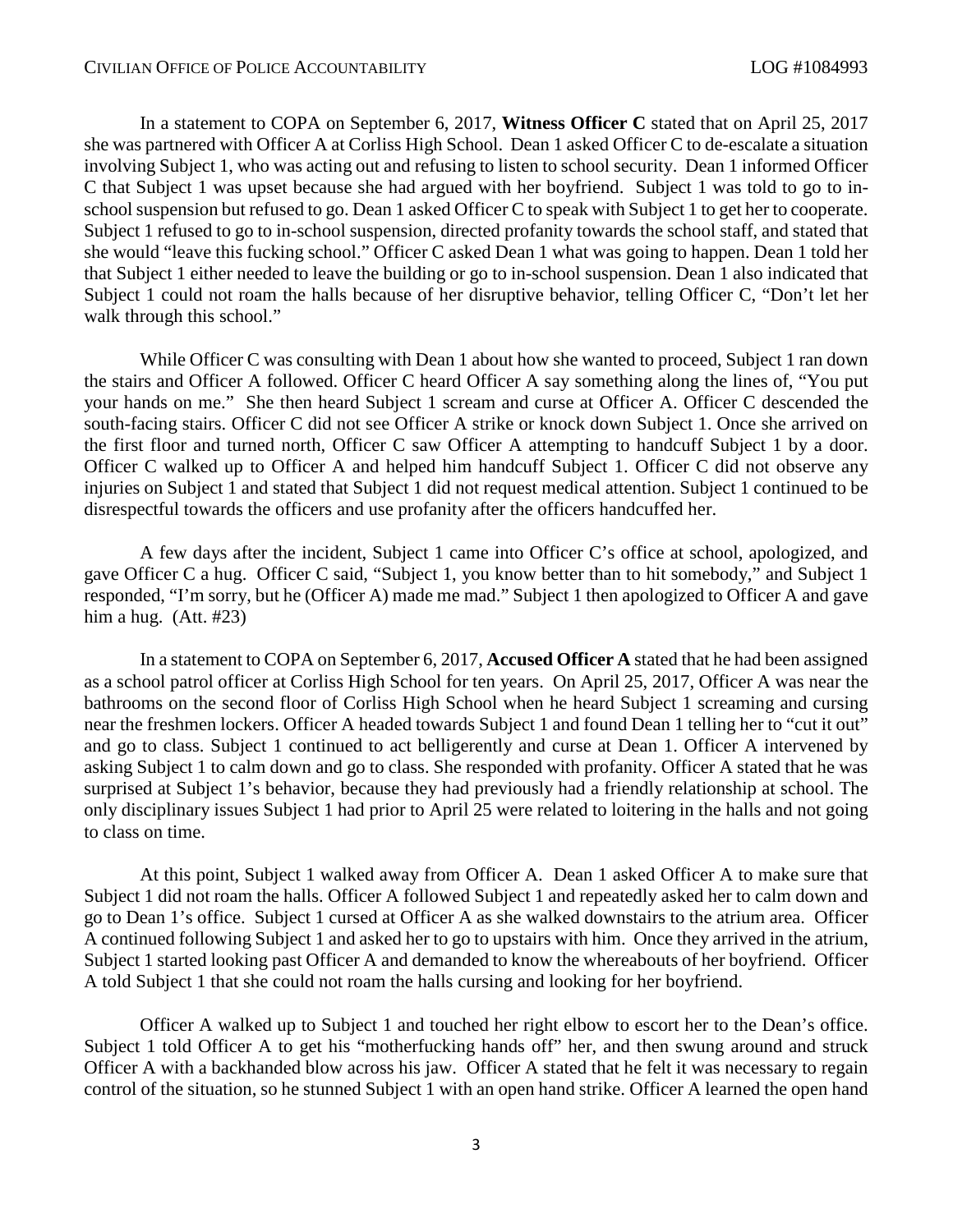In a statement to COPA on September 6, 2017, **Witness Officer C** stated that on April 25, 2017 she was partnered with Officer A at Corliss High School. Dean 1 asked Officer C to de-escalate a situation involving Subject 1, who was acting out and refusing to listen to school security. Dean 1 informed Officer C that Subject 1 was upset because she had argued with her boyfriend. Subject 1 was told to go to in-school suspension but refused to go. Dean 1 asked Officer C to speak with Subject 1 to get her to cooperate. Subject 1 refused to go to in-school suspension, directed profanity towards the school staff, and stated that she would "leave this fucking school." Officer C asked Dean 1 what was going to happen. Dean 1 told her that Subject 1 either needed to leave the building or go to in-school suspension. Dean 1 also indicated that Subject 1 could not roam the halls because of her disruptive behavior, telling Officer C, "Don't let her walk through this school."

While Officer C was consulting with Dean 1 about how she wanted to proceed, Subject 1 ran down the stairs and Officer A followed. Officer C heard Officer A say something along the lines of, "You put your hands on me." She then heard Subject 1 scream and curse at Officer A. Officer C descended the south-facing stairs. Officer C did not see Officer A strike or knock down Subject 1. Once she arrived on the first floor and turned north, Officer C saw Officer A attempting to handcuff Subject 1 by a door. Officer C walked up to Officer A and helped him handcuff Subject 1. Officer C did not observe any injuries on Subject 1 and stated that Subject 1 did not request medical attention. Subject 1 continued to be disrespectful towards the officers and use profanity after the officers handcuffed her.

A few days after the incident, Subject 1 came into Officer C's office at school, apologized, and gave Officer C a hug. Officer C said, "Subject 1, you know better than to hit somebody," and Subject 1 responded, "I'm sorry, but he (Officer A) made me mad." Subject 1 then apologized to Officer A and gave him a hug. (Att. #23)

In a statement to COPA on September 6, 2017, **Accused Officer A** stated that he had been assigned as a school patrol officer at Corliss High School for ten years. On April 25, 2017, Officer A was near the bathrooms on the second floor of Corliss High School when he heard Subject 1 screaming and cursing near the freshmen lockers. Officer A headed towards Subject 1 and found Dean 1 telling her to "cut it out" and go to class. Subject 1 continued to act belligerently and curse at Dean 1. Officer A intervened by asking Subject 1 to calm down and go to class. She responded with profanity. Officer A stated that he was surprised at Subject 1's behavior, because they had previously had a friendly relationship at school. The only disciplinary issues Subject 1 had prior to April 25 were related to loitering in the halls and not going to class on time.

At this point, Subject 1 walked away from Officer A. Dean 1 asked Officer A to make sure that Subject 1 did not roam the halls. Officer A followed Subject 1 and repeatedly asked her to calm down and go to Dean 1's office. Subject 1 cursed at Officer A as she walked downstairs to the atrium area. Officer A continued following Subject 1 and asked her to go to upstairs with him. Once they arrived in the atrium, Subject 1 started looking past Officer A and demanded to know the whereabouts of her boyfriend. Officer A told Subject 1 that she could not roam the halls cursing and looking for her boyfriend.

Officer A walked up to Subject 1 and touched her right elbow to escort her to the Dean's office. Subject 1 told Officer A to get his "motherfucking hands off" her, and then swung around and struck Officer A with a backhanded blow across his jaw. Officer A stated that he felt it was necessary to regain control of the situation, so he stunned Subject 1 with an open hand strike. Officer A learned the open hand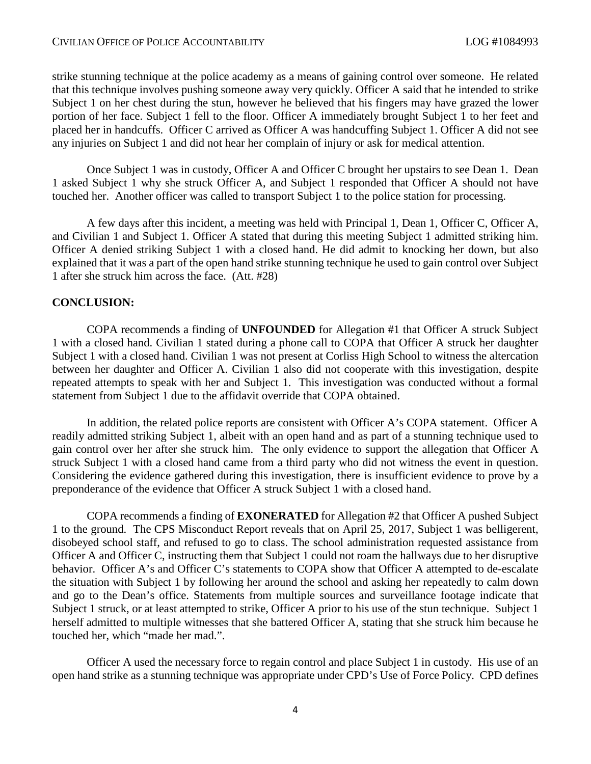strike stunning technique at the police academy as a means of gaining control over someone. He related that this technique involves pushing someone away very quickly. Officer A said that he intended to strike Subject 1 on her chest during the stun, however he believed that his fingers may have grazed the lower portion of her face. Subject 1 fell to the floor. Officer A immediately brought Subject 1 to her feet and placed her in handcuffs. Officer C arrived as Officer A was handcuffing Subject 1. Officer A did not see any injuries on Subject 1 and did not hear her complain of injury or ask for medical attention.

Once Subject 1 was in custody, Officer A and Officer C brought her upstairs to see Dean 1. Dean 1 asked Subject 1 why she struck Officer A, and Subject 1 responded that Officer A should not have touched her. Another officer was called to transport Subject 1 to the police station for processing.

A few days after this incident, a meeting was held with Principal 1, Dean 1, Officer C, Officer A, and Civilian 1 and Subject 1. Officer A stated that during this meeting Subject 1 admitted striking him. Officer A denied striking Subject 1 with a closed hand. He did admit to knocking her down, but also explained that it was a part of the open hand strike stunning technique he used to gain control over Subject 1 after she struck him across the face. (Att. #28)

**CONCLUSION:**

COPA recommends a finding of **UNFOUNDED** for Allegation #1 that Officer A struck Subject 1 with a closed hand. Civilian 1 stated during a phone call to COPA that Officer A struck her daughter Subject 1 with a closed hand. Civilian 1 was not present at Corliss High School to witness the altercation between her daughter and Officer A. Civilian 1 also did not cooperate with this investigation, despite repeated attempts to speak with her and Subject 1. This investigation was conducted without a formal statement from Subject 1 due to the affidavit override that COPA obtained.

In addition, the related police reports are consistent with Officer A's COPA statement. Officer A readily admitted striking Subject 1, albeit with an open hand and as part of a stunning technique used to gain control over her after she struck him. The only evidence to support the allegation that Officer A struck Subject 1 with a closed hand came from a third party who did not witness the event in question. Considering the evidence gathered during this investigation, there is insufficient evidence to prove by a preponderance of the evidence that Officer A struck Subject 1 with a closed hand.

COPA recommends a finding of **EXONERATED** for Allegation #2 that Officer A pushed Subject 1 to the ground. The CPS Misconduct Report reveals that on April 25, 2017, Subject 1 was belligerent, disobeyed school staff, and refused to go to class. The school administration requested assistance from Officer A and Officer C, instructing them that Subject 1 could not roam the hallways due to her disruptive behavior. Officer A's and Officer C's statements to COPA show that Officer A attempted to de-escalate the situation with Subject 1 by following her around the school and asking her repeatedly to calm down and go to the Dean's office. Statements from multiple sources and surveillance footage indicate that Subject 1 struck, or at least attempted to strike, Officer A prior to his use of the stun technique. Subject 1 herself admitted to multiple witnesses that she battered Officer A, stating that she struck him because he touched her, which "made her mad.".

Officer A used the necessary force to regain control and place Subject 1 in custody. His use of an open hand strike as a stunning technique was appropriate under CPD's Use of Force Policy. CPD defines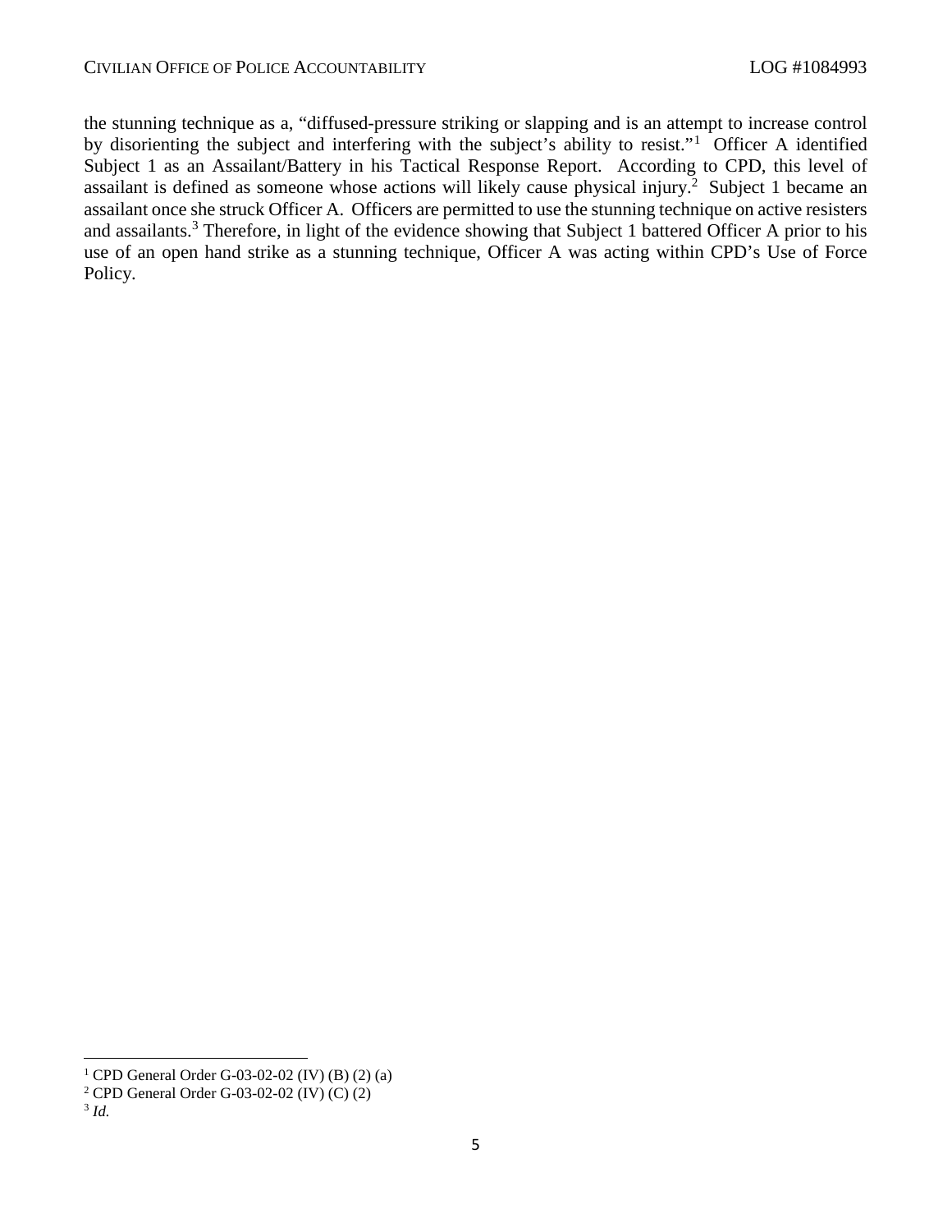the stunning technique as a, "diffused-pressure striking or slapping and is an attempt to increase control by disorienting the subject and interfering with the subject's ability to resist."[1] Officer A identified Subject 1 as an Assailant/Battery in his Tactical Response Report. According to CPD, this level of assailant is defined as someone whose actions will likely cause physical injury.[2] Subject 1 became an assailant once she struck Officer A. Officers are permitted to use the stunning technique on active resisters and assailants.[3] Therefore, in light of the evidence showing that Subject 1 battered Officer A prior to his use of an open hand strike as a stunning technique, Officer A was acting within CPD's Use of Force Policy.

---

[1] CPD General Order G-03-02-02 (IV) (B) (2) (a)

[2] CPD General Order G-03-02-02 (IV) (C) (2)

[3] *Id.*